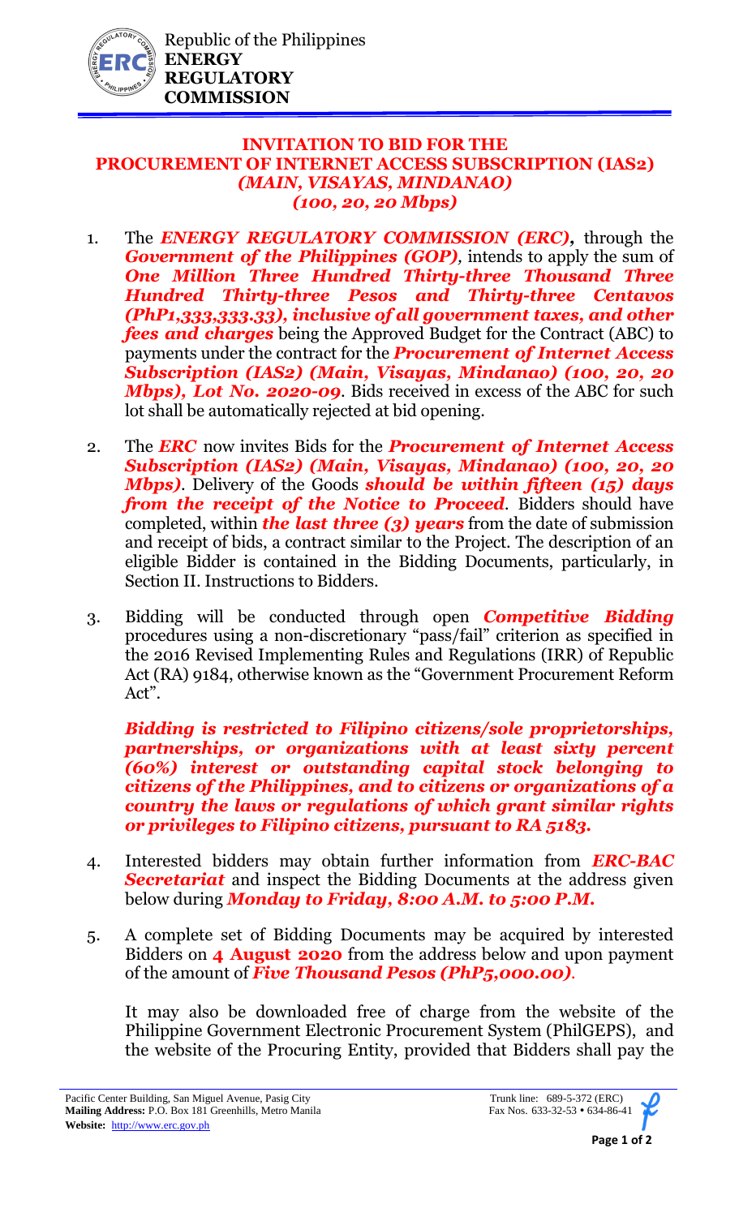Republic of the Philippines
**ENERGY REGULATORY COMMISSION**

## INVITATION TO BID FOR THE PROCUREMENT OF INTERNET ACCESS SUBSCRIPTION (IAS2)
### *(MAIN, VISAYAS, MINDANAO)*
### *(100, 20, 20 Mbps)*

1. The ***ENERGY REGULATORY COMMISSION (ERC),*** through the ***Government of the Philippines (GOP)***, intends to apply the sum of ***One Million Three Hundred Thirty-three Thousand Three Hundred Thirty-three Pesos and Thirty-three Centavos (PhP1,333,333.33), inclusive of all government taxes, and other fees and charges*** being the Approved Budget for the Contract (ABC) to payments under the contract for the ***Procurement of Internet Access Subscription (IAS2) (Main, Visayas, Mindanao) (100, 20, 20 Mbps), Lot No. 2020-09***. Bids received in excess of the ABC for such lot shall be automatically rejected at bid opening.

2. The ***ERC*** now invites Bids for the ***Procurement of Internet Access Subscription (IAS2) (Main, Visayas, Mindanao) (100, 20, 20 Mbps)***. Delivery of the Goods ***should be within fifteen (15) days from the receipt of the Notice to Proceed***. Bidders should have completed, within ***the last three (3) years*** from the date of submission and receipt of bids, a contract similar to the Project. The description of an eligible Bidder is contained in the Bidding Documents, particularly, in Section II. Instructions to Bidders.

3. Bidding will be conducted through open ***Competitive Bidding*** procedures using a non-discretionary "pass/fail" criterion as specified in the 2016 Revised Implementing Rules and Regulations (IRR) of Republic Act (RA) 9184, otherwise known as the "Government Procurement Reform Act".

   ***Bidding is restricted to Filipino citizens/sole proprietorships, partnerships, or organizations with at least sixty percent (60%) interest or outstanding capital stock belonging to citizens of the Philippines, and to citizens or organizations of a country the laws or regulations of which grant similar rights or privileges to Filipino citizens, pursuant to RA 5183.***

4. Interested bidders may obtain further information from ***ERC-BAC Secretariat*** and inspect the Bidding Documents at the address given below during ***Monday to Friday, 8:00 A.M. to 5:00 P.M.***

5. A complete set of Bidding Documents may be acquired by interested Bidders on **4 August 2020** from the address below and upon payment of the amount of ***Five Thousand Pesos (PhP5,000.00)***.

   It may also be downloaded free of charge from the website of the Philippine Government Electronic Procurement System (PhilGEPS), and the website of the Procuring Entity, provided that Bidders shall pay the

Pacific Center Building, San Miguel Avenue, Pasig City
**Mailing Address:** P.O. Box 181 Greenhills, Metro Manila
**Website:** http://www.erc.gov.ph

Trunk line: 689-5-372 (ERC)
Fax Nos. 633-32-53 • 634-86-41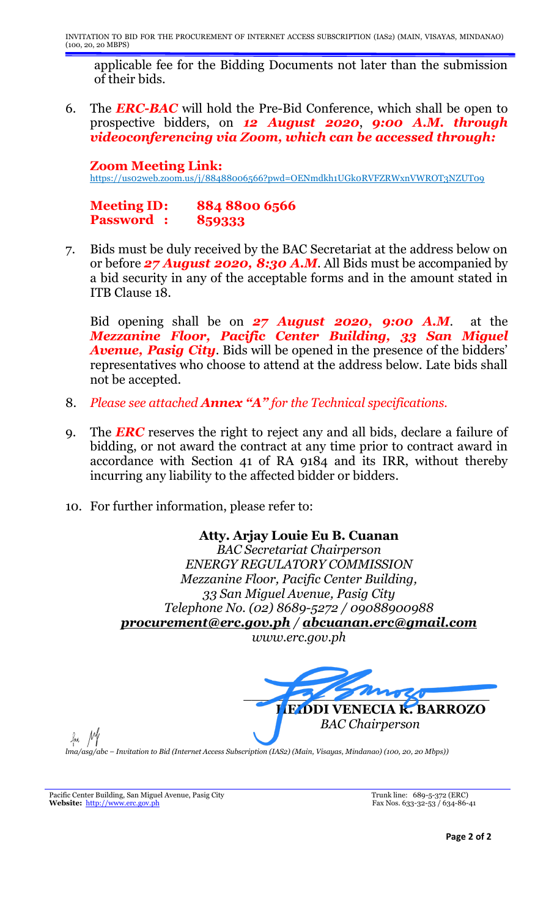applicable fee for the Bidding Documents not later than the submission of their bids.

6. The ***ERC-BAC*** will hold the Pre-Bid Conference, which shall be open to prospective bidders, on ***12 August 2020***, ***9:00 A.M. through videoconferencing via Zoom, which can be accessed through:***

   **Zoom Meeting Link:**
   https://us02web.zoom.us/j/88488006566?pwd=OENmdkh1UGk0RVFZRWxnVWROT3NZUT09

   **Meeting ID: 884 8800 6566**
   **Password : 859333**

7. Bids must be duly received by the BAC Secretariat at the address below on or before ***27 August 2020, 8:30 A.M***. All Bids must be accompanied by a bid security in any of the acceptable forms and in the amount stated in ITB Clause 18.

   Bid opening shall be on ***27 August 2020, 9:00 A.M***. at the ***Mezzanine Floor, Pacific Center Building, 33 San Miguel Avenue, Pasig City***. Bids will be opened in the presence of the bidders' representatives who choose to attend at the address below. Late bids shall not be accepted.

8. *Please see attached **Annex "A"** for the Technical specifications.*

9. The ***ERC*** reserves the right to reject any and all bids, declare a failure of bidding, or not award the contract at any time prior to contract award in accordance with Section 41 of RA 9184 and its IRR, without thereby incurring any liability to the affected bidder or bidders.

10. For further information, please refer to:

**Atty. Arjay Louie Eu B. Cuanan**
*BAC Secretariat Chairperson*
*ENERGY REGULATORY COMMISSION*
*Mezzanine Floor, Pacific Center Building,*
*33 San Miguel Avenue, Pasig City*
*Telephone No. (02) 8689-5272 / 09088900988*
***procurement@erc.gov.ph / abcuanan.erc@gmail.com***
*www.erc.gov.ph*

**HEIDDI VENECIA R. BARROZO**
*BAC Chairperson*

*lma/asg/abc – Invitation to Bid (Internet Access Subscription (IAS2) (Main, Visayas, Mindanao) (100, 20, 20 Mbps))*